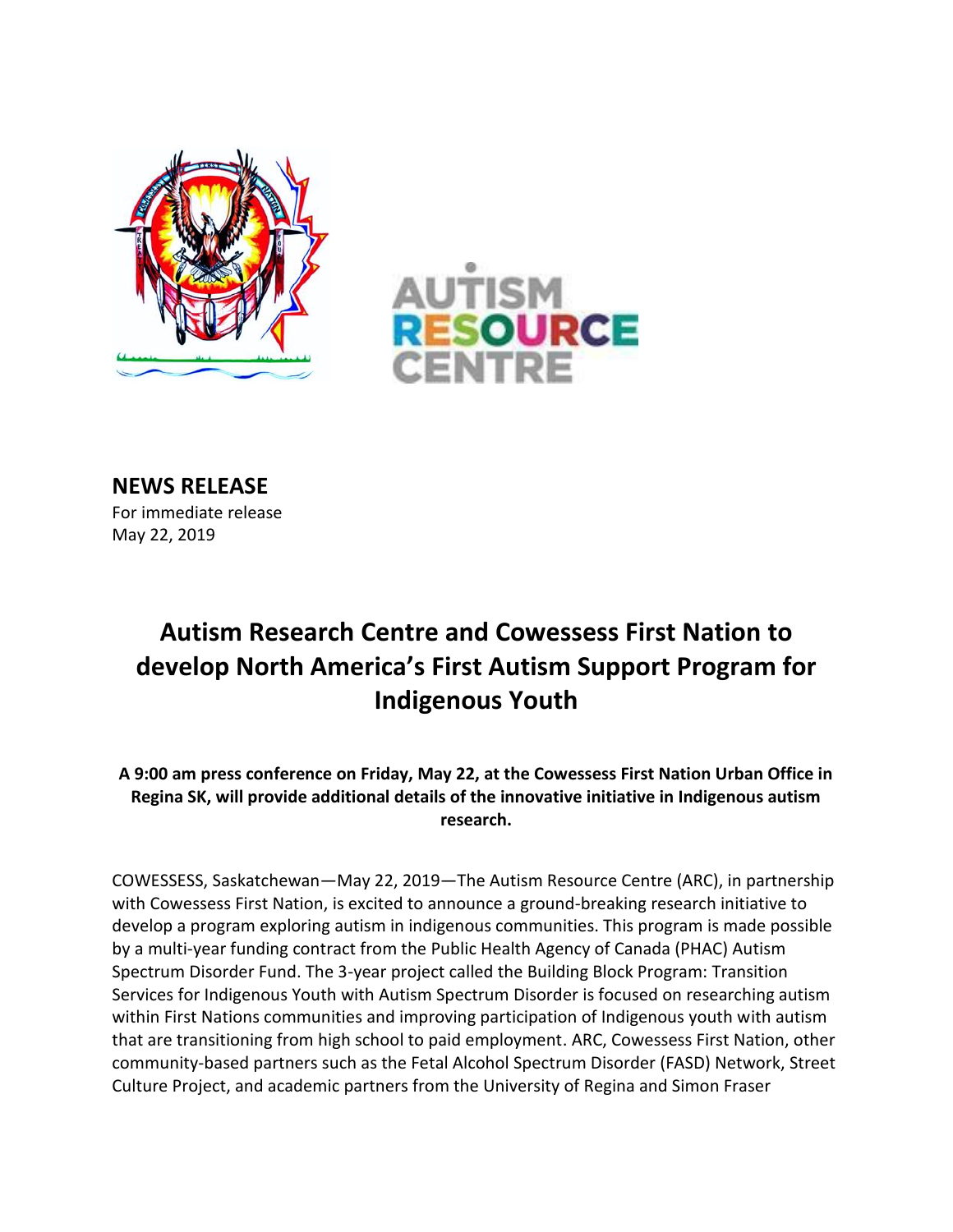**NEWS RELEASE**
For immediate release
May 22, 2019

# Autism Research Centre and Cowessess First Nation to develop North America's First Autism Support Program for Indigenous Youth

**A 9:00 am press conference on Friday, May 22, at the Cowessess First Nation Urban Office in Regina SK, will provide additional details of the innovative initiative in Indigenous autism research.**

COWESSESS, Saskatchewan—May 22, 2019—The Autism Resource Centre (ARC), in partnership with Cowessess First Nation, is excited to announce a ground-breaking research initiative to develop a program exploring autism in indigenous communities. This program is made possible by a multi-year funding contract from the Public Health Agency of Canada (PHAC) Autism Spectrum Disorder Fund. The 3-year project called the Building Block Program: Transition Services for Indigenous Youth with Autism Spectrum Disorder is focused on researching autism within First Nations communities and improving participation of Indigenous youth with autism that are transitioning from high school to paid employment. ARC, Cowessess First Nation, other community-based partners such as the Fetal Alcohol Spectrum Disorder (FASD) Network, Street Culture Project, and academic partners from the University of Regina and Simon Fraser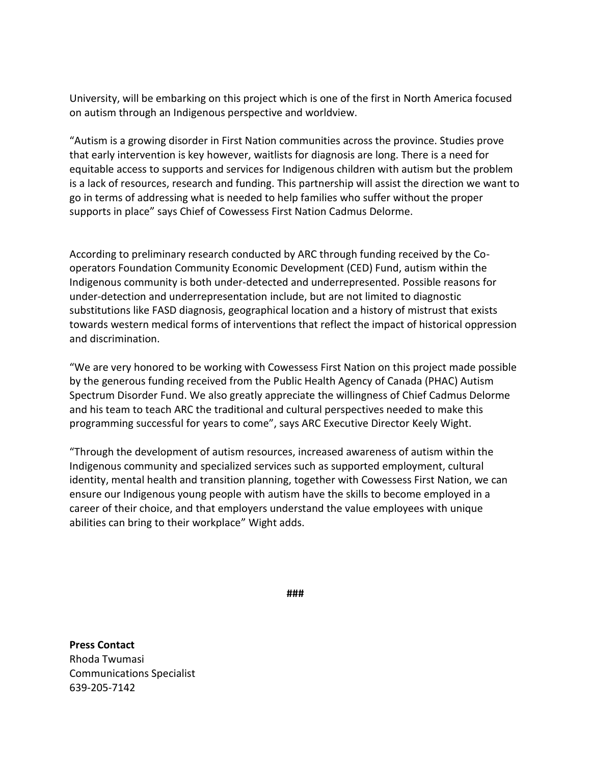University, will be embarking on this project which is one of the first in North America focused on autism through an Indigenous perspective and worldview.

"Autism is a growing disorder in First Nation communities across the province. Studies prove that early intervention is key however, waitlists for diagnosis are long. There is a need for equitable access to supports and services for Indigenous children with autism but the problem is a lack of resources, research and funding. This partnership will assist the direction we want to go in terms of addressing what is needed to help families who suffer without the proper supports in place" says Chief of Cowessess First Nation Cadmus Delorme.

According to preliminary research conducted by ARC through funding received by the Co-operators Foundation Community Economic Development (CED) Fund, autism within the Indigenous community is both under-detected and underrepresented. Possible reasons for under-detection and underrepresentation include, but are not limited to diagnostic substitutions like FASD diagnosis, geographical location and a history of mistrust that exists towards western medical forms of interventions that reflect the impact of historical oppression and discrimination.

"We are very honored to be working with Cowessess First Nation on this project made possible by the generous funding received from the Public Health Agency of Canada (PHAC) Autism Spectrum Disorder Fund. We also greatly appreciate the willingness of Chief Cadmus Delorme and his team to teach ARC the traditional and cultural perspectives needed to make this programming successful for years to come", says ARC Executive Director Keely Wight.

"Through the development of autism resources, increased awareness of autism within the Indigenous community and specialized services such as supported employment, cultural identity, mental health and transition planning, together with Cowessess First Nation, we can ensure our Indigenous young people with autism have the skills to become employed in a career of their choice, and that employers understand the value employees with unique abilities can bring to their workplace" Wight adds.

**###**

**Press Contact**
Rhoda Twumasi
Communications Specialist
639-205-7142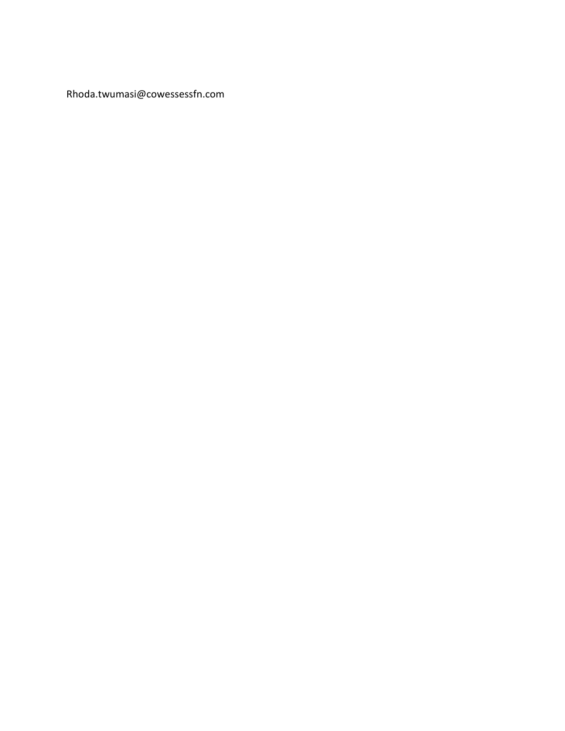Rhoda.twumasi@cowessessfn.com